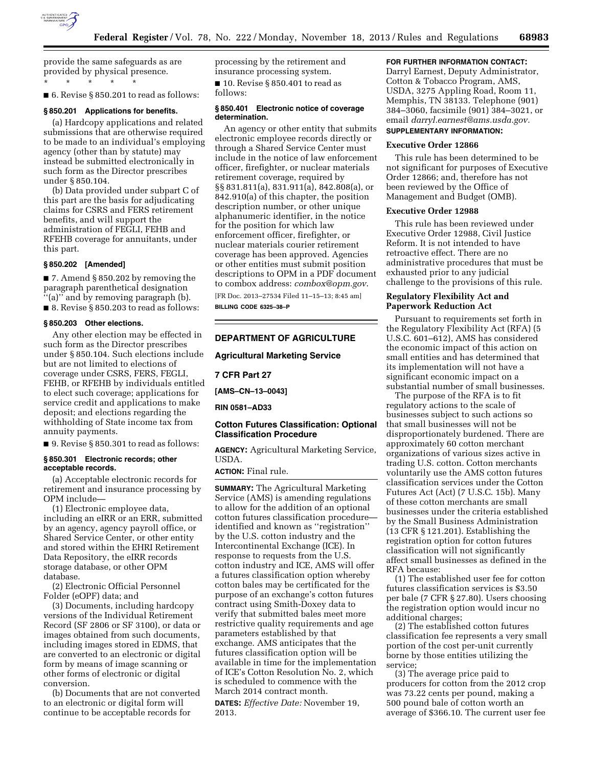provide the same safeguards as are provided by physical presence.

\* \* \* \* \*

■ 6. Revise § 850.201 to read as follows:

**§ 850.201 Applications for benefits.**

(a) Hardcopy applications and related submissions that are otherwise required to be made to an individual's employing agency (other than by statute) may instead be submitted electronically in such form as the Director prescribes under § 850.104.

(b) Data provided under subpart C of this part are the basis for adjudicating claims for CSRS and FERS retirement benefits, and will support the administration of FEGLI, FEHB and RFEHB coverage for annuitants, under this part.

**§ 850.202 [Amended]**

■ 7. Amend § 850.202 by removing the paragraph parenthetical designation "(a)" and by removing paragraph (b).

■ 8. Revise § 850.203 to read as follows:

**§ 850.203 Other elections.**

Any other election may be effected in such form as the Director prescribes under § 850.104. Such elections include but are not limited to elections of coverage under CSRS, FERS, FEGLI, FEHB, or RFEHB by individuals entitled to elect such coverage; applications for service credit and applications to make deposit; and elections regarding the withholding of State income tax from annuity payments.

■ 9. Revise § 850.301 to read as follows:

**§ 850.301 Electronic records; other acceptable records.**

(a) Acceptable electronic records for retirement and insurance processing by OPM include—

(1) Electronic employee data, including an eIRR or an ERR, submitted by an agency, agency payroll office, or Shared Service Center, or other entity and stored within the EHRI Retirement Data Repository, the eIRR records storage database, or other OPM database.

(2) Electronic Official Personnel Folder (eOPF) data; and

(3) Documents, including hardcopy versions of the Individual Retirement Record (SF 2806 or SF 3100), or data or images obtained from such documents, including images stored in EDMS, that are converted to an electronic or digital form by means of image scanning or other forms of electronic or digital conversion.

(b) Documents that are not converted to an electronic or digital form will continue to be acceptable records for processing by the retirement and insurance processing system.

■ 10. Revise § 850.401 to read as follows:

**§ 850.401 Electronic notice of coverage determination.**

An agency or other entity that submits electronic employee records directly or through a Shared Service Center must include in the notice of law enforcement officer, firefighter, or nuclear materials retirement coverage, required by §§ 831.811(a), 831.911(a), 842.808(a), or 842.910(a) of this chapter, the position description number, or other unique alphanumeric identifier, in the notice for the position for which law enforcement officer, firefighter, or nuclear materials courier retirement coverage has been approved. Agencies or other entities must submit position descriptions to OPM in a PDF document to combox address: *combox@opm.gov*.

[FR Doc. 2013–27534 Filed 11–15–13; 8:45 am]

**BILLING CODE 6325–38–P**

---

## DEPARTMENT OF AGRICULTURE

### Agricultural Marketing Service

### 7 CFR Part 27

**[AMS–CN–13–0043]**

**RIN 0581–AD33**

### Cotton Futures Classification: Optional Classification Procedure

**AGENCY:** Agricultural Marketing Service, USDA.

**ACTION:** Final rule.

**SUMMARY:** The Agricultural Marketing Service (AMS) is amending regulations to allow for the addition of an optional cotton futures classification procedure—identified and known as "registration" by the U.S. cotton industry and the Intercontinental Exchange (ICE). In response to requests from the U.S. cotton industry and ICE, AMS will offer a futures classification option whereby cotton bales may be certificated for the purpose of an exchange's cotton futures contract using Smith-Doxey data to verify that submitted bales meet more restrictive quality requirements and age parameters established by that exchange. AMS anticipates that the futures classification option will be available in time for the implementation of ICE's Cotton Resolution No. 2, which is scheduled to commence with the March 2014 contract month.

**DATES:** *Effective Date:* November 19, 2013.

**FOR FURTHER INFORMATION CONTACT:** Darryl Earnest, Deputy Administrator, Cotton & Tobacco Program, AMS, USDA, 3275 Appling Road, Room 11, Memphis, TN 38133. Telephone (901) 384–3060, facsimile (901) 384–3021, or email *darryl.earnest@ams.usda.gov.*

**SUPPLEMENTARY INFORMATION:**

**Executive Order 12866**

This rule has been determined to be not significant for purposes of Executive Order 12866; and, therefore has not been reviewed by the Office of Management and Budget (OMB).

**Executive Order 12988**

This rule has been reviewed under Executive Order 12988, Civil Justice Reform. It is not intended to have retroactive effect. There are no administrative procedures that must be exhausted prior to any judicial challenge to the provisions of this rule.

**Regulatory Flexibility Act and Paperwork Reduction Act**

Pursuant to requirements set forth in the Regulatory Flexibility Act (RFA) (5 U.S.C. 601–612), AMS has considered the economic impact of this action on small entities and has determined that its implementation will not have a significant economic impact on a substantial number of small businesses.

The purpose of the RFA is to fit regulatory actions to the scale of businesses subject to such actions so that small businesses will not be disproportionately burdened. There are approximately 60 cotton merchant organizations of various sizes active in trading U.S. cotton. Cotton merchants voluntarily use the AMS cotton futures classification services under the Cotton Futures Act (Act) (7 U.S.C. 15b). Many of these cotton merchants are small businesses under the criteria established by the Small Business Administration (13 CFR § 121.201). Establishing the registration option for cotton futures classification will not significantly affect small businesses as defined in the RFA because:

(1) The established user fee for cotton futures classification services is $3.50 per bale (7 CFR § 27.80). Users choosing the registration option would incur no additional charges;

(2) The established cotton futures classification fee represents a very small portion of the cost per-unit currently borne by those entities utilizing the service;

(3) The average price paid to producers for cotton from the 2012 crop was 73.22 cents per pound, making a 500 pound bale of cotton worth an average of $366.10. The current user fee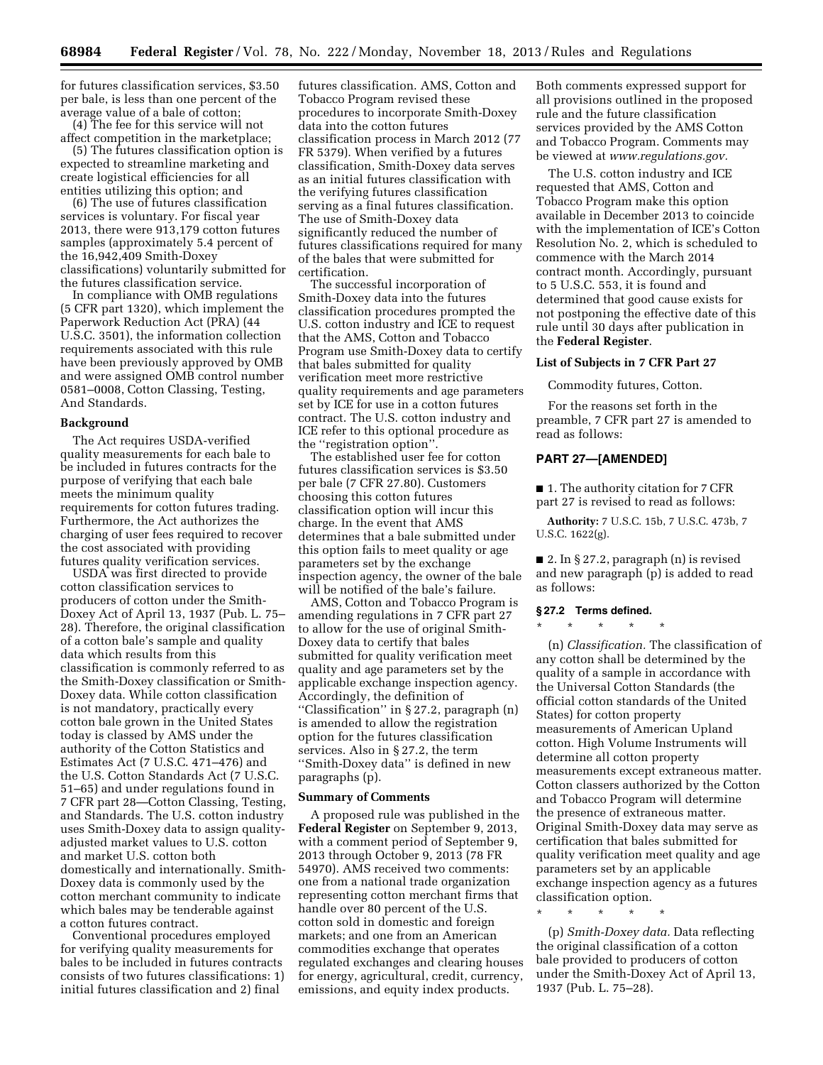for futures classification services, $3.50 per bale, is less than one percent of the average value of a bale of cotton;

(4) The fee for this service will not affect competition in the marketplace;

(5) The futures classification option is expected to streamline marketing and create logistical efficiencies for all entities utilizing this option; and

(6) The use of futures classification services is voluntary. For fiscal year 2013, there were 913,179 cotton futures samples (approximately 5.4 percent of the 16,942,409 Smith-Doxey classifications) voluntarily submitted for the futures classification service.

In compliance with OMB regulations (5 CFR part 1320), which implement the Paperwork Reduction Act (PRA) (44 U.S.C. 3501), the information collection requirements associated with this rule have been previously approved by OMB and were assigned OMB control number 0581–0008, Cotton Classing, Testing, And Standards.

## Background

The Act requires USDA-verified quality measurements for each bale to be included in futures contracts for the purpose of verifying that each bale meets the minimum quality requirements for cotton futures trading. Furthermore, the Act authorizes the charging of user fees required to recover the cost associated with providing futures quality verification services.

USDA was first directed to provide cotton classification services to producers of cotton under the Smith-Doxey Act of April 13, 1937 (Pub. L. 75–28). Therefore, the original classification of a cotton bale's sample and quality data which results from this classification is commonly referred to as the Smith-Doxey classification or Smith-Doxey data. While cotton classification is not mandatory, practically every cotton bale grown in the United States today is classed by AMS under the authority of the Cotton Statistics and Estimates Act (7 U.S.C. 471–476) and the U.S. Cotton Standards Act (7 U.S.C. 51–65) and under regulations found in 7 CFR part 28—Cotton Classing, Testing, and Standards. The U.S. cotton industry uses Smith-Doxey data to assign quality-adjusted market values to U.S. cotton and market U.S. cotton both domestically and internationally. Smith-Doxey data is commonly used by the cotton merchant community to indicate which bales may be tenderable against a cotton futures contract.

Conventional procedures employed for verifying quality measurements for bales to be included in futures contracts consists of two futures classifications: 1) initial futures classification and 2) final futures classification. AMS, Cotton and Tobacco Program revised these procedures to incorporate Smith-Doxey data into the cotton futures classification process in March 2012 (77 FR 5379). When verified by a futures classification, Smith-Doxey data serves as an initial futures classification with the verifying futures classification serving as a final futures classification. The use of Smith-Doxey data significantly reduced the number of futures classifications required for many of the bales that were submitted for certification.

The successful incorporation of Smith-Doxey data into the futures classification procedures prompted the U.S. cotton industry and ICE to request that the AMS, Cotton and Tobacco Program use Smith-Doxey data to certify that bales submitted for quality verification meet more restrictive quality requirements and age parameters set by ICE for use in a cotton futures contract. The U.S. cotton industry and ICE refer to this optional procedure as the "registration option".

The established user fee for cotton futures classification services is $3.50 per bale (7 CFR 27.80). Customers choosing this cotton futures classification option will incur this charge. In the event that AMS determines that a bale submitted under this option fails to meet quality or age parameters set by the exchange inspection agency, the owner of the bale will be notified of the bale's failure.

AMS, Cotton and Tobacco Program is amending regulations in 7 CFR part 27 to allow for the use of original Smith-Doxey data to certify that bales submitted for quality verification meet quality and age parameters set by the applicable exchange inspection agency. Accordingly, the definition of "Classification" in § 27.2, paragraph (n) is amended to allow the registration option for the futures classification services. Also in § 27.2, the term "Smith-Doxey data" is defined in new paragraphs (p).

## Summary of Comments

A proposed rule was published in the **Federal Register** on September 9, 2013, with a comment period of September 9, 2013 through October 9, 2013 (78 FR 54970). AMS received two comments: one from a national trade organization representing cotton merchant firms that handle over 80 percent of the U.S. cotton sold in domestic and foreign markets; and one from an American commodities exchange that operates regulated exchanges and clearing houses for energy, agricultural, credit, currency, emissions, and equity index products. Both comments expressed support for all provisions outlined in the proposed rule and the future classification services provided by the AMS Cotton and Tobacco Program. Comments may be viewed at *www.regulations.gov.*

The U.S. cotton industry and ICE requested that AMS, Cotton and Tobacco Program make this option available in December 2013 to coincide with the implementation of ICE's Cotton Resolution No. 2, which is scheduled to commence with the March 2014 contract month. Accordingly, pursuant to 5 U.S.C. 553, it is found and determined that good cause exists for not postponing the effective date of this rule until 30 days after publication in the **Federal Register**.

### List of Subjects in 7 CFR Part 27

Commodity futures, Cotton.

For the reasons set forth in the preamble, 7 CFR part 27 is amended to read as follows:

## PART 27—[AMENDED]

■ 1. The authority citation for 7 CFR part 27 is revised to read as follows:

**Authority:** 7 U.S.C. 15b, 7 U.S.C. 473b, 7 U.S.C. 1622(g).

■ 2. In § 27.2, paragraph (n) is revised and new paragraph (p) is added to read as follows:

### § 27.2 Terms defined.

\* \* \* \* \*

(n) *Classification.* The classification of any cotton shall be determined by the quality of a sample in accordance with the Universal Cotton Standards (the official cotton standards of the United States) for cotton property measurements of American Upland cotton. High Volume Instruments will determine all cotton property measurements except extraneous matter. Cotton classers authorized by the Cotton and Tobacco Program will determine the presence of extraneous matter. Original Smith-Doxey data may serve as certification that bales submitted for quality verification meet quality and age parameters set by an applicable exchange inspection agency as a futures classification option.

\* \* \* \* \*

(p) *Smith-Doxey data.* Data reflecting the original classification of a cotton bale provided to producers of cotton under the Smith-Doxey Act of April 13, 1937 (Pub. L. 75–28).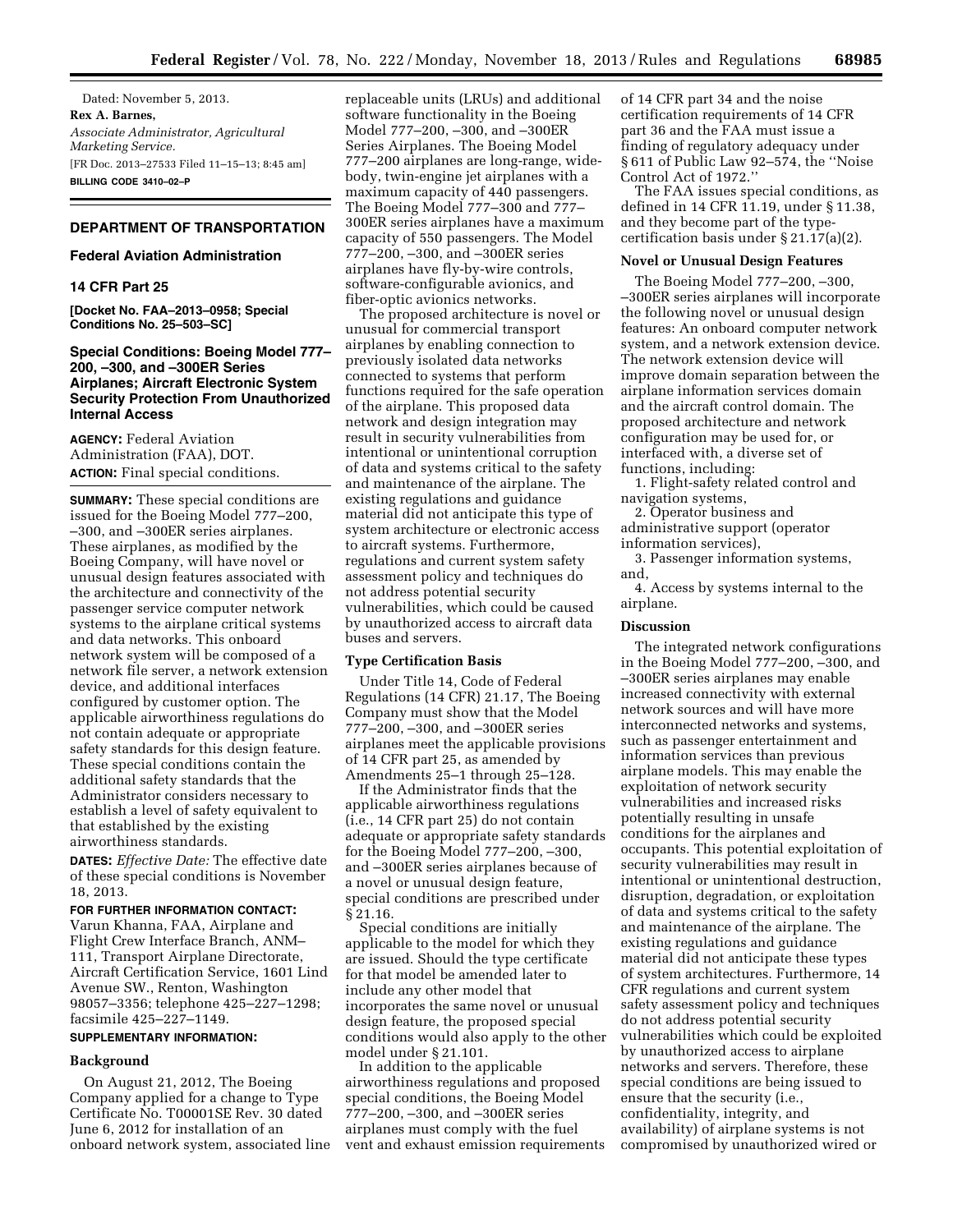Dated: November 5, 2013.

**Rex A. Barnes,**

*Associate Administrator, Agricultural Marketing Service.*

[FR Doc. 2013–27533 Filed 11–15–13; 8:45 am]

**BILLING CODE 3410–02–P**

## DEPARTMENT OF TRANSPORTATION

### Federal Aviation Administration

### 14 CFR Part 25

**[Docket No. FAA–2013–0958; Special Conditions No. 25–503–SC]**

### Special Conditions: Boeing Model 777–200, –300, and –300ER Series Airplanes; Aircraft Electronic System Security Protection From Unauthorized Internal Access

**AGENCY:** Federal Aviation Administration (FAA), DOT.

**ACTION:** Final special conditions.

**SUMMARY:** These special conditions are issued for the Boeing Model 777–200, –300, and –300ER series airplanes. These airplanes, as modified by the Boeing Company, will have novel or unusual design features associated with the architecture and connectivity of the passenger service computer network systems to the airplane critical systems and data networks. This onboard network system will be composed of a network file server, a network extension device, and additional interfaces configured by customer option. The applicable airworthiness regulations do not contain adequate or appropriate safety standards for this design feature. These special conditions contain the additional safety standards that the Administrator considers necessary to establish a level of safety equivalent to that established by the existing airworthiness standards.

**DATES:** *Effective Date:* The effective date of these special conditions is November 18, 2013.

**FOR FURTHER INFORMATION CONTACT:** Varun Khanna, FAA, Airplane and Flight Crew Interface Branch, ANM–111, Transport Airplane Directorate, Aircraft Certification Service, 1601 Lind Avenue SW., Renton, Washington 98057–3356; telephone 425–227–1298; facsimile 425–227–1149.

**SUPPLEMENTARY INFORMATION:**

### Background

On August 21, 2012, The Boeing Company applied for a change to Type Certificate No. T00001SE Rev. 30 dated June 6, 2012 for installation of an onboard network system, associated line replaceable units (LRUs) and additional software functionality in the Boeing Model 777–200, –300, and –300ER Series Airplanes. The Boeing Model 777–200 airplanes are long-range, wide-body, twin-engine jet airplanes with a maximum capacity of 440 passengers. The Boeing Model 777–300 and 777–300ER series airplanes have a maximum capacity of 550 passengers. The Model 777–200, –300, and –300ER series airplanes have fly-by-wire controls, software-configurable avionics, and fiber-optic avionics networks.

The proposed architecture is novel or unusual for commercial transport airplanes by enabling connection to previously isolated data networks connected to systems that perform functions required for the safe operation of the airplane. This proposed data network and design integration may result in security vulnerabilities from intentional or unintentional corruption of data and systems critical to the safety and maintenance of the airplane. The existing regulations and guidance material did not anticipate this type of system architecture or electronic access to aircraft systems. Furthermore, regulations and current system safety assessment policy and techniques do not address potential security vulnerabilities, which could be caused by unauthorized access to aircraft data buses and servers.

### Type Certification Basis

Under Title 14, Code of Federal Regulations (14 CFR) 21.17, The Boeing Company must show that the Model 777–200, –300, and –300ER series airplanes meet the applicable provisions of 14 CFR part 25, as amended by Amendments 25–1 through 25–128.

If the Administrator finds that the applicable airworthiness regulations (i.e., 14 CFR part 25) do not contain adequate or appropriate safety standards for the Boeing Model 777–200, –300, and –300ER series airplanes because of a novel or unusual design feature, special conditions are prescribed under § 21.16.

Special conditions are initially applicable to the model for which they are issued. Should the type certificate for that model be amended later to include any other model that incorporates the same novel or unusual design feature, the proposed special conditions would also apply to the other model under § 21.101.

In addition to the applicable airworthiness regulations and proposed special conditions, the Boeing Model 777–200, –300, and –300ER series airplanes must comply with the fuel vent and exhaust emission requirements of 14 CFR part 34 and the noise certification requirements of 14 CFR part 36 and the FAA must issue a finding of regulatory adequacy under § 611 of Public Law 92–574, the ''Noise Control Act of 1972.''

The FAA issues special conditions, as defined in 14 CFR 11.19, under § 11.38, and they become part of the type-certification basis under § 21.17(a)(2).

### Novel or Unusual Design Features

The Boeing Model 777–200, –300, –300ER series airplanes will incorporate the following novel or unusual design features: An onboard computer network system, and a network extension device. The network extension device will improve domain separation between the airplane information services domain and the aircraft control domain. The proposed architecture and network configuration may be used for, or interfaced with, a diverse set of functions, including:

1. Flight-safety related control and navigation systems,
2. Operator business and administrative support (operator information services),
3. Passenger information systems, and,
4. Access by systems internal to the airplane.

### Discussion

The integrated network configurations in the Boeing Model 777–200, –300, and –300ER series airplanes may enable increased connectivity with external network sources and will have more interconnected networks and systems, such as passenger entertainment and information services than previous airplane models. This may enable the exploitation of network security vulnerabilities and increased risks potentially resulting in unsafe conditions for the airplanes and occupants. This potential exploitation of security vulnerabilities may result in intentional or unintentional destruction, disruption, degradation, or exploitation of data and systems critical to the safety and maintenance of the airplane. The existing regulations and guidance material did not anticipate these types of system architectures. Furthermore, 14 CFR regulations and current system safety assessment policy and techniques do not address potential security vulnerabilities which could be exploited by unauthorized access to airplane networks and servers. Therefore, these special conditions are being issued to ensure that the security (i.e., confidentiality, integrity, and availability) of airplane systems is not compromised by unauthorized wired or